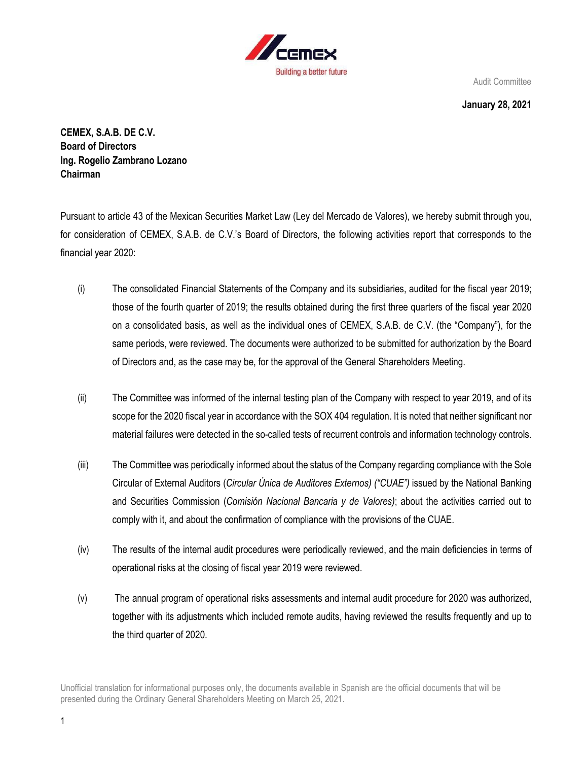Audit Committee

**January 28, 2021**

**CEMEX, S.A.B. DE C.V.**
**Board of Directors**
**Ing. Rogelio Zambrano Lozano**
**Chairman**

Pursuant to article 43 of the Mexican Securities Market Law (Ley del Mercado de Valores), we hereby submit through you, for consideration of CEMEX, S.A.B. de C.V.'s Board of Directors, the following activities report that corresponds to the financial year 2020:

(i) The consolidated Financial Statements of the Company and its subsidiaries, audited for the fiscal year 2019; those of the fourth quarter of 2019; the results obtained during the first three quarters of the fiscal year 2020 on a consolidated basis, as well as the individual ones of CEMEX, S.A.B. de C.V. (the "Company"), for the same periods, were reviewed. The documents were authorized to be submitted for authorization by the Board of Directors and, as the case may be, for the approval of the General Shareholders Meeting.

(ii) The Committee was informed of the internal testing plan of the Company with respect to year 2019, and of its scope for the 2020 fiscal year in accordance with the SOX 404 regulation. It is noted that neither significant nor material failures were detected in the so-called tests of recurrent controls and information technology controls.

(iii) The Committee was periodically informed about the status of the Company regarding compliance with the Sole Circular of External Auditors (*Circular Única de Auditores Externos) ("CUAE")* issued by the National Banking and Securities Commission (*Comisión Nacional Bancaria y de Valores)*; about the activities carried out to comply with it, and about the confirmation of compliance with the provisions of the CUAE.

(iv) The results of the internal audit procedures were periodically reviewed, and the main deficiencies in terms of operational risks at the closing of fiscal year 2019 were reviewed.

(v) The annual program of operational risks assessments and internal audit procedure for 2020 was authorized, together with its adjustments which included remote audits, having reviewed the results frequently and up to the third quarter of 2020.

Unofficial translation for informational purposes only, the documents available in Spanish are the official documents that will be presented during the Ordinary General Shareholders Meeting on March 25, 2021.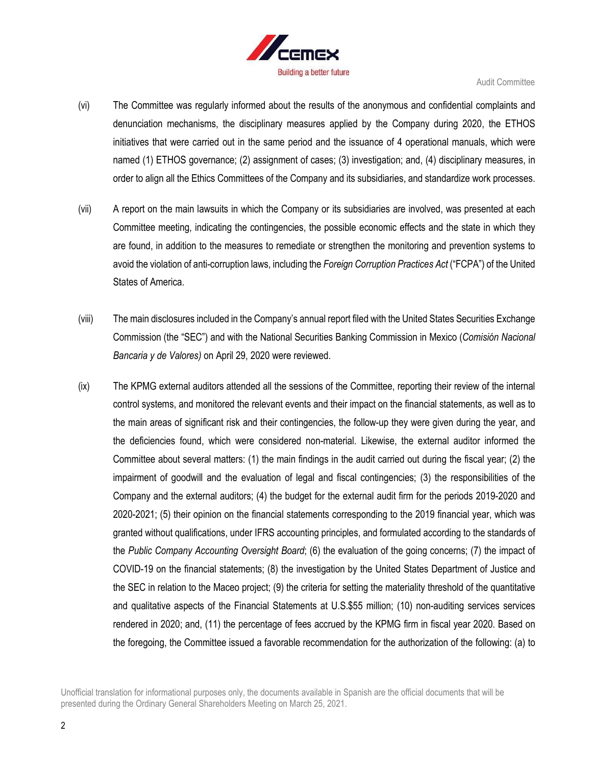(vi) The Committee was regularly informed about the results of the anonymous and confidential complaints and denunciation mechanisms, the disciplinary measures applied by the Company during 2020, the ETHOS initiatives that were carried out in the same period and the issuance of 4 operational manuals, which were named (1) ETHOS governance; (2) assignment of cases; (3) investigation; and, (4) disciplinary measures, in order to align all the Ethics Committees of the Company and its subsidiaries, and standardize work processes.

(vii) A report on the main lawsuits in which the Company or its subsidiaries are involved, was presented at each Committee meeting, indicating the contingencies, the possible economic effects and the state in which they are found, in addition to the measures to remediate or strengthen the monitoring and prevention systems to avoid the violation of anti-corruption laws, including the *Foreign Corruption Practices Act* ("FCPA") of the United States of America.

(viii) The main disclosures included in the Company's annual report filed with the United States Securities Exchange Commission (the "SEC") and with the National Securities Banking Commission in Mexico (*Comisión Nacional Bancaria y de Valores)* on April 29, 2020 were reviewed.

(ix) The KPMG external auditors attended all the sessions of the Committee, reporting their review of the internal control systems, and monitored the relevant events and their impact on the financial statements, as well as to the main areas of significant risk and their contingencies, the follow-up they were given during the year, and the deficiencies found, which were considered non-material. Likewise, the external auditor informed the Committee about several matters: (1) the main findings in the audit carried out during the fiscal year; (2) the impairment of goodwill and the evaluation of legal and fiscal contingencies; (3) the responsibilities of the Company and the external auditors; (4) the budget for the external audit firm for the periods 2019-2020 and 2020-2021; (5) their opinion on the financial statements corresponding to the 2019 financial year, which was granted without qualifications, under IFRS accounting principles, and formulated according to the standards of the *Public Company Accounting Oversight Board*; (6) the evaluation of the going concerns; (7) the impact of COVID-19 on the financial statements; (8) the investigation by the United States Department of Justice and the SEC in relation to the Maceo project; (9) the criteria for setting the materiality threshold of the quantitative and qualitative aspects of the Financial Statements at U.S.$55 million; (10) non-auditing services services rendered in 2020; and, (11) the percentage of fees accrued by the KPMG firm in fiscal year 2020. Based on the foregoing, the Committee issued a favorable recommendation for the authorization of the following: (a) to

Unofficial translation for informational purposes only, the documents available in Spanish are the official documents that will be presented during the Ordinary General Shareholders Meeting on March 25, 2021.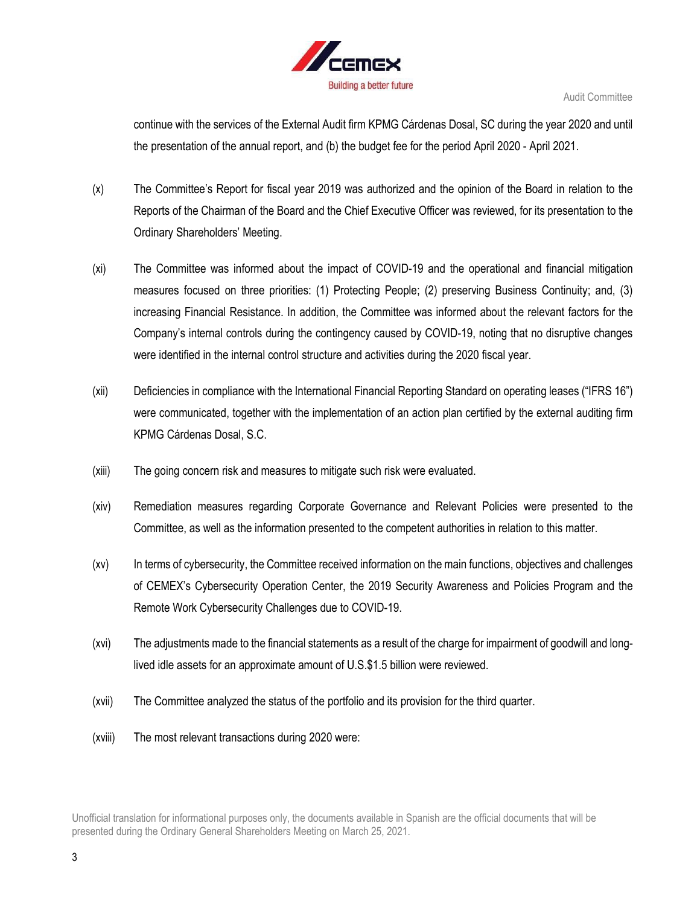continue with the services of the External Audit firm KPMG Cárdenas Dosal, SC during the year 2020 and until the presentation of the annual report, and (b) the budget fee for the period April 2020 - April 2021.

(x) The Committee's Report for fiscal year 2019 was authorized and the opinion of the Board in relation to the Reports of the Chairman of the Board and the Chief Executive Officer was reviewed, for its presentation to the Ordinary Shareholders' Meeting.

(xi) The Committee was informed about the impact of COVID-19 and the operational and financial mitigation measures focused on three priorities: (1) Protecting People; (2) preserving Business Continuity; and, (3) increasing Financial Resistance. In addition, the Committee was informed about the relevant factors for the Company's internal controls during the contingency caused by COVID-19, noting that no disruptive changes were identified in the internal control structure and activities during the 2020 fiscal year.

(xii) Deficiencies in compliance with the International Financial Reporting Standard on operating leases ("IFRS 16") were communicated, together with the implementation of an action plan certified by the external auditing firm KPMG Cárdenas Dosal, S.C.

(xiii) The going concern risk and measures to mitigate such risk were evaluated.

(xiv) Remediation measures regarding Corporate Governance and Relevant Policies were presented to the Committee, as well as the information presented to the competent authorities in relation to this matter.

(xv) In terms of cybersecurity, the Committee received information on the main functions, objectives and challenges of CEMEX's Cybersecurity Operation Center, the 2019 Security Awareness and Policies Program and the Remote Work Cybersecurity Challenges due to COVID-19.

(xvi) The adjustments made to the financial statements as a result of the charge for impairment of goodwill and long-lived idle assets for an approximate amount of U.S.$1.5 billion were reviewed.

(xvii) The Committee analyzed the status of the portfolio and its provision for the third quarter.

(xviii) The most relevant transactions during 2020 were: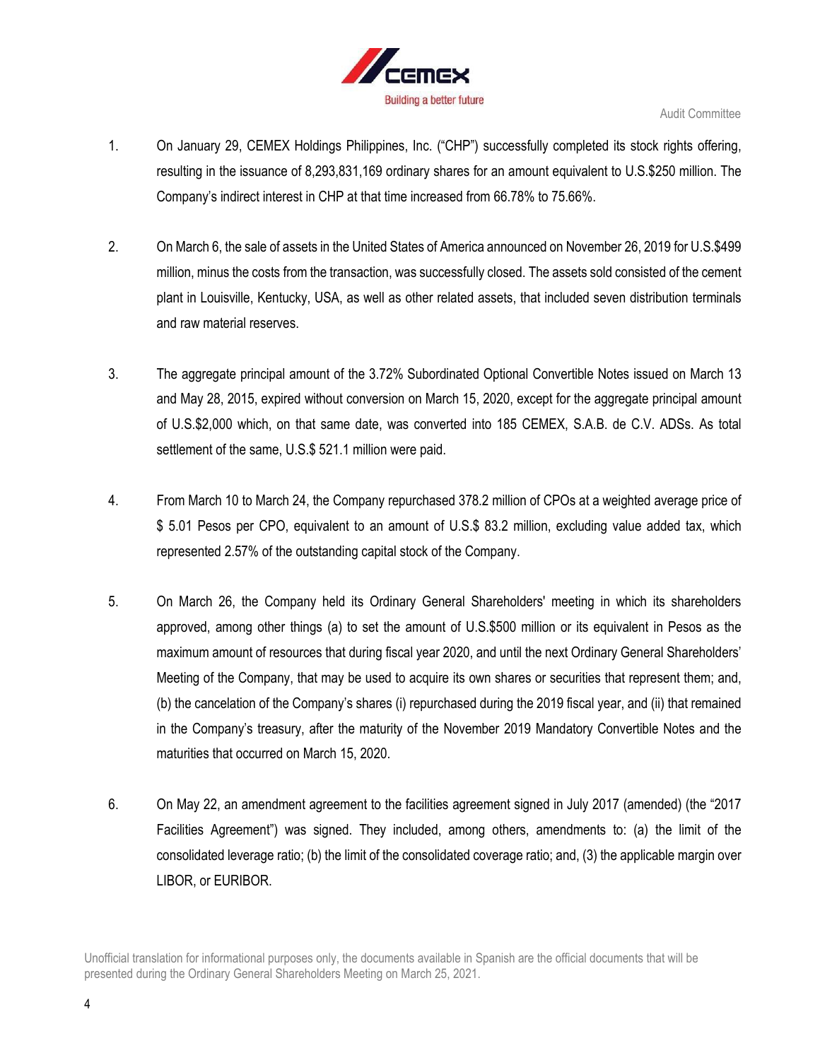1. On January 29, CEMEX Holdings Philippines, Inc. ("CHP") successfully completed its stock rights offering, resulting in the issuance of 8,293,831,169 ordinary shares for an amount equivalent to U.S.$250 million. The Company's indirect interest in CHP at that time increased from 66.78% to 75.66%.

2. On March 6, the sale of assets in the United States of America announced on November 26, 2019 for U.S.$499 million, minus the costs from the transaction, was successfully closed. The assets sold consisted of the cement plant in Louisville, Kentucky, USA, as well as other related assets, that included seven distribution terminals and raw material reserves.

3. The aggregate principal amount of the 3.72% Subordinated Optional Convertible Notes issued on March 13 and May 28, 2015, expired without conversion on March 15, 2020, except for the aggregate principal amount of U.S.$2,000 which, on that same date, was converted into 185 CEMEX, S.A.B. de C.V. ADSs. As total settlement of the same, U.S.$ 521.1 million were paid.

4. From March 10 to March 24, the Company repurchased 378.2 million of CPOs at a weighted average price of $ 5.01 Pesos per CPO, equivalent to an amount of U.S.$ 83.2 million, excluding value added tax, which represented 2.57% of the outstanding capital stock of the Company.

5. On March 26, the Company held its Ordinary General Shareholders' meeting in which its shareholders approved, among other things (a) to set the amount of U.S.$500 million or its equivalent in Pesos as the maximum amount of resources that during fiscal year 2020, and until the next Ordinary General Shareholders' Meeting of the Company, that may be used to acquire its own shares or securities that represent them; and, (b) the cancelation of the Company's shares (i) repurchased during the 2019 fiscal year, and (ii) that remained in the Company's treasury, after the maturity of the November 2019 Mandatory Convertible Notes and the maturities that occurred on March 15, 2020.

6. On May 22, an amendment agreement to the facilities agreement signed in July 2017 (amended) (the "2017 Facilities Agreement") was signed. They included, among others, amendments to: (a) the limit of the consolidated leverage ratio; (b) the limit of the consolidated coverage ratio; and, (3) the applicable margin over LIBOR, or EURIBOR.

Unofficial translation for informational purposes only, the documents available in Spanish are the official documents that will be presented during the Ordinary General Shareholders Meeting on March 25, 2021.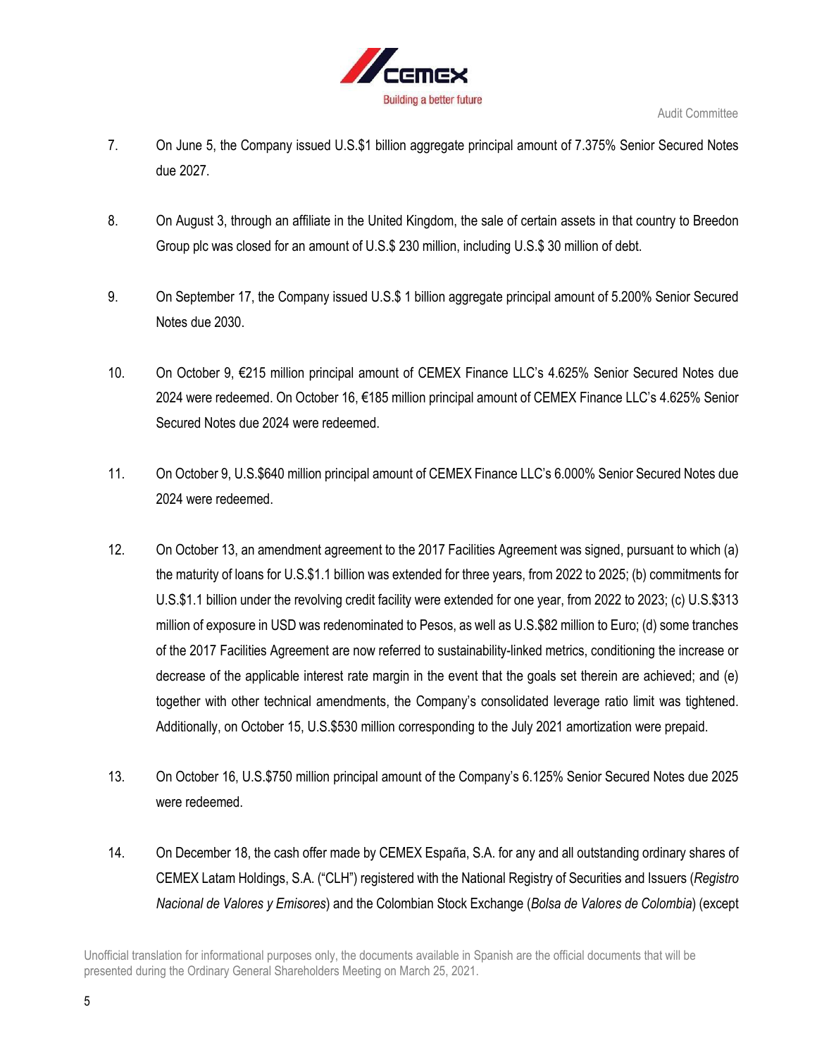7. On June 5, the Company issued U.S.$1 billion aggregate principal amount of 7.375% Senior Secured Notes due 2027.

8. On August 3, through an affiliate in the United Kingdom, the sale of certain assets in that country to Breedon Group plc was closed for an amount of U.S.$ 230 million, including U.S.$ 30 million of debt.

9. On September 17, the Company issued U.S.$ 1 billion aggregate principal amount of 5.200% Senior Secured Notes due 2030.

10. On October 9, €215 million principal amount of CEMEX Finance LLC's 4.625% Senior Secured Notes due 2024 were redeemed. On October 16, €185 million principal amount of CEMEX Finance LLC's 4.625% Senior Secured Notes due 2024 were redeemed.

11. On October 9, U.S.$640 million principal amount of CEMEX Finance LLC's 6.000% Senior Secured Notes due 2024 were redeemed.

12. On October 13, an amendment agreement to the 2017 Facilities Agreement was signed, pursuant to which (a) the maturity of loans for U.S.$1.1 billion was extended for three years, from 2022 to 2025; (b) commitments for U.S.$1.1 billion under the revolving credit facility were extended for one year, from 2022 to 2023; (c) U.S.$313 million of exposure in USD was redenominated to Pesos, as well as U.S.$82 million to Euro; (d) some tranches of the 2017 Facilities Agreement are now referred to sustainability-linked metrics, conditioning the increase or decrease of the applicable interest rate margin in the event that the goals set therein are achieved; and (e) together with other technical amendments, the Company's consolidated leverage ratio limit was tightened. Additionally, on October 15, U.S.$530 million corresponding to the July 2021 amortization were prepaid.

13. On October 16, U.S.$750 million principal amount of the Company's 6.125% Senior Secured Notes due 2025 were redeemed.

14. On December 18, the cash offer made by CEMEX España, S.A. for any and all outstanding ordinary shares of CEMEX Latam Holdings, S.A. ("CLH") registered with the National Registry of Securities and Issuers (*Registro Nacional de Valores y Emisores*) and the Colombian Stock Exchange (*Bolsa de Valores de Colombia*) (except

Unofficial translation for informational purposes only, the documents available in Spanish are the official documents that will be presented during the Ordinary General Shareholders Meeting on March 25, 2021.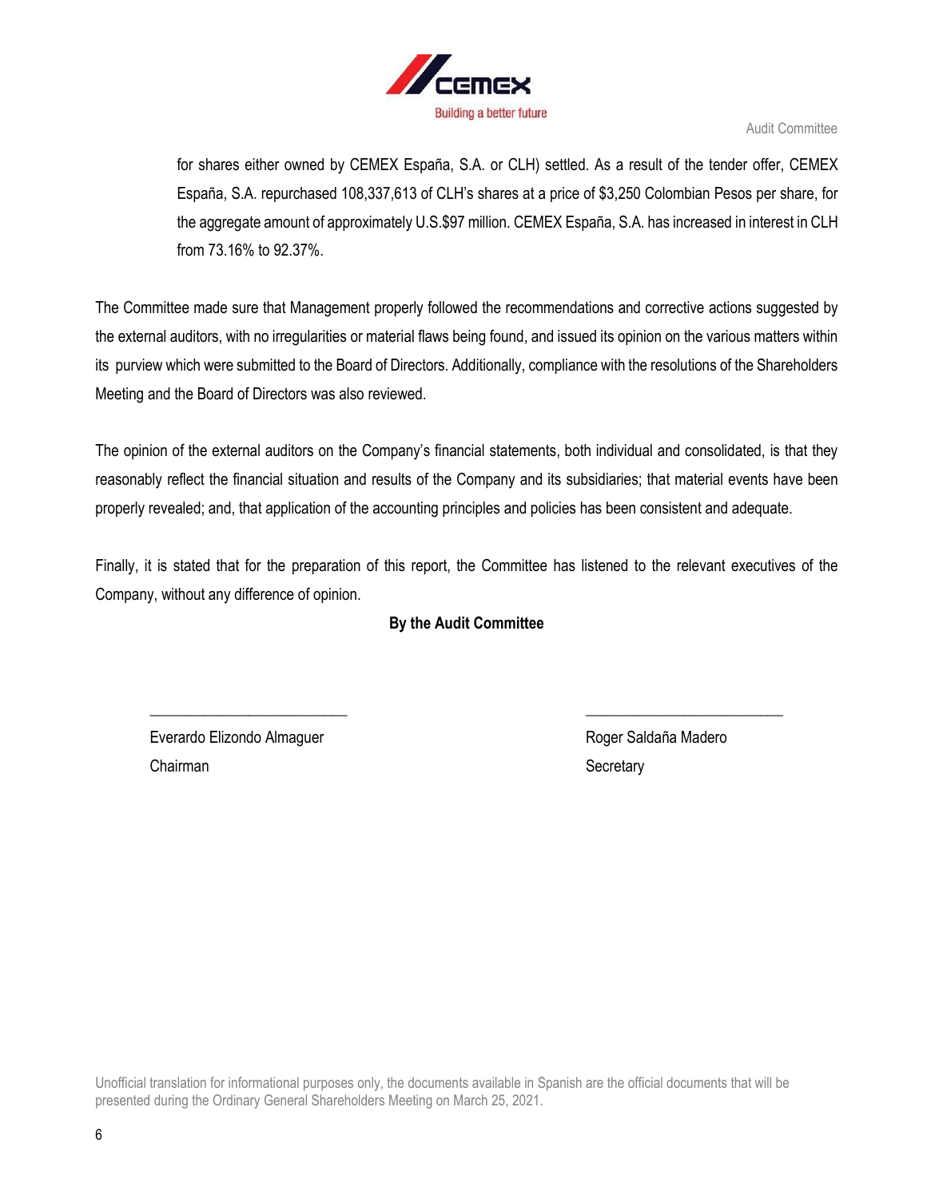for shares either owned by CEMEX España, S.A. or CLH) settled. As a result of the tender offer, CEMEX España, S.A. repurchased 108,337,613 of CLH's shares at a price of $3,250 Colombian Pesos per share, for the aggregate amount of approximately U.S.$97 million. CEMEX España, S.A. has increased in interest in CLH from 73.16% to 92.37%.

The Committee made sure that Management properly followed the recommendations and corrective actions suggested by the external auditors, with no irregularities or material flaws being found, and issued its opinion on the various matters within its purview which were submitted to the Board of Directors. Additionally, compliance with the resolutions of the Shareholders Meeting and the Board of Directors was also reviewed.

The opinion of the external auditors on the Company's financial statements, both individual and consolidated, is that they reasonably reflect the financial situation and results of the Company and its subsidiaries; that material events have been properly revealed; and, that application of the accounting principles and policies has been consistent and adequate.

Finally, it is stated that for the preparation of this report, the Committee has listened to the relevant executives of the Company, without any difference of opinion.

**By the Audit Committee**

\_\_\_\_\_\_\_\_\_\_\_\_\_\_\_\_\_\_\_\_\_\_\_\_\_\_

Everardo Elizondo Almaguer
Chairman

\_\_\_\_\_\_\_\_\_\_\_\_\_\_\_\_\_\_\_\_\_\_\_\_\_\_

Roger Saldaña Madero
Secretary

Unofficial translation for informational purposes only, the documents available in Spanish are the official documents that will be presented during the Ordinary General Shareholders Meeting on March 25, 2021.